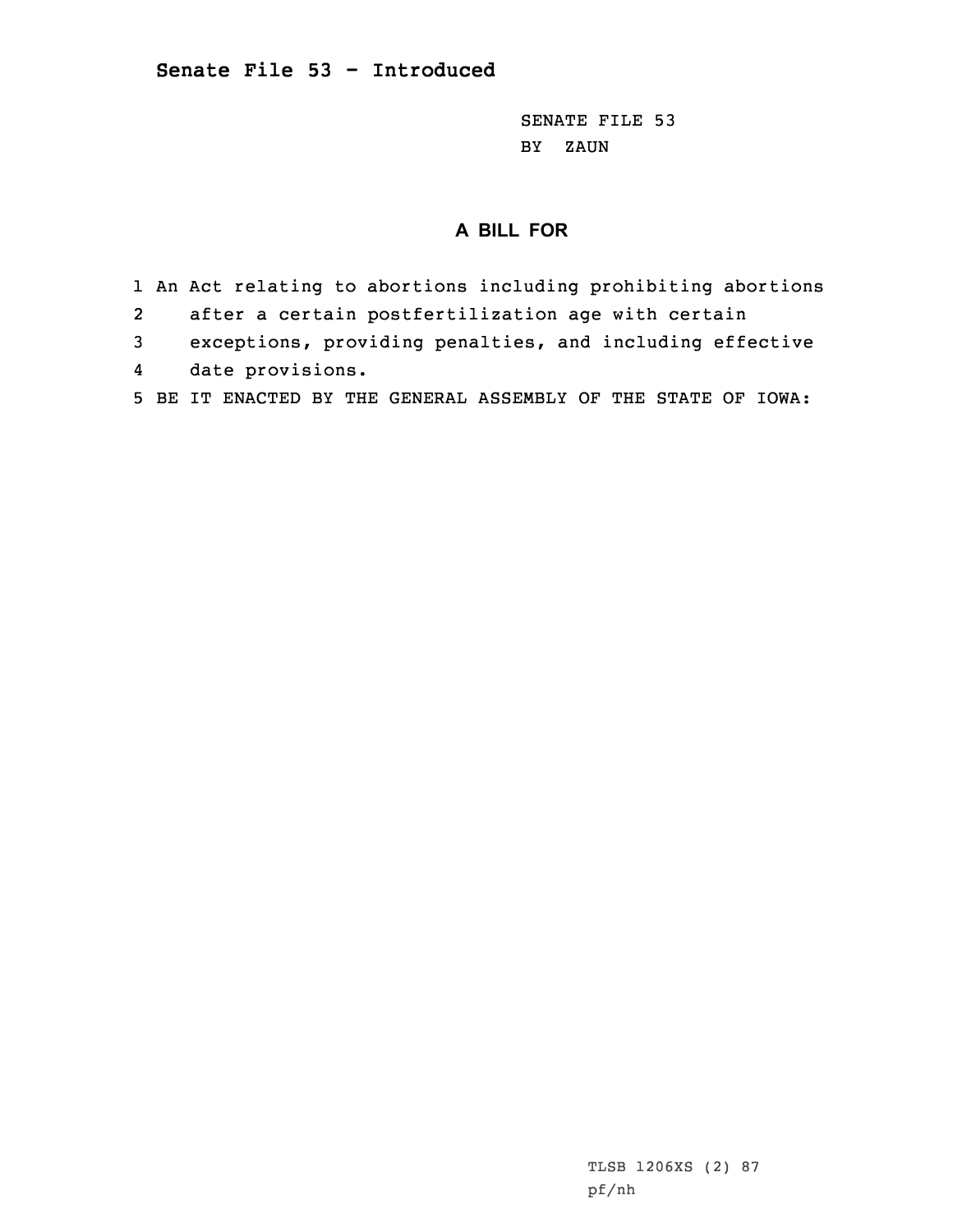**Senate File 53 - Introduced**

SENATE FILE 53
BY ZAUN

## A BILL FOR

1 An Act relating to abortions including prohibiting abortions
2 after a certain postfertilization age with certain
3 exceptions, providing penalties, and including effective
4 date provisions.
5 BE IT ENACTED BY THE GENERAL ASSEMBLY OF THE STATE OF IOWA:

TLSB 1206XS (2) 87
pf/nh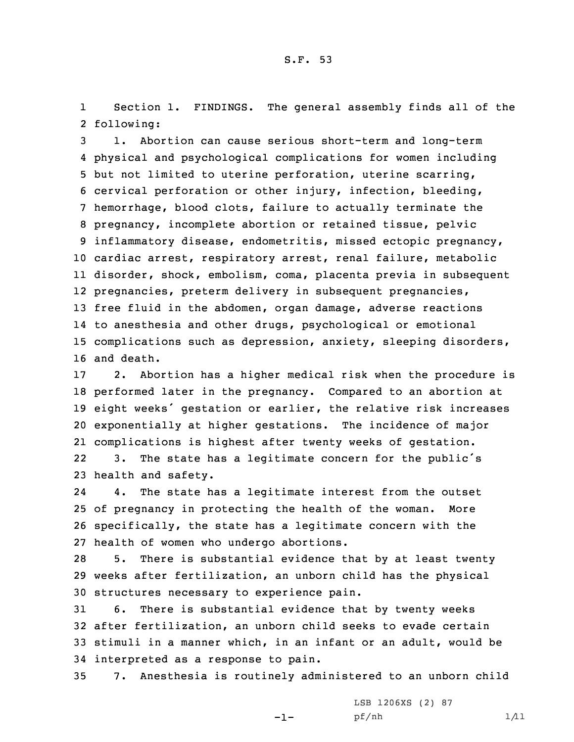Section 1. FINDINGS. The general assembly finds all of the following:

1. Abortion can cause serious short-term and long-term physical and psychological complications for women including but not limited to uterine perforation, uterine scarring, cervical perforation or other injury, infection, bleeding, hemorrhage, blood clots, failure to actually terminate the pregnancy, incomplete abortion or retained tissue, pelvic inflammatory disease, endometritis, missed ectopic pregnancy, cardiac arrest, respiratory arrest, renal failure, metabolic disorder, shock, embolism, coma, placenta previa in subsequent pregnancies, preterm delivery in subsequent pregnancies, free fluid in the abdomen, organ damage, adverse reactions to anesthesia and other drugs, psychological or emotional complications such as depression, anxiety, sleeping disorders, and death.

2. Abortion has a higher medical risk when the procedure is performed later in the pregnancy. Compared to an abortion at eight weeks' gestation or earlier, the relative risk increases exponentially at higher gestations. The incidence of major complications is highest after twenty weeks of gestation.

3. The state has a legitimate concern for the public's health and safety.

4. The state has a legitimate interest from the outset of pregnancy in protecting the health of the woman. More specifically, the state has a legitimate concern with the health of women who undergo abortions.

5. There is substantial evidence that by at least twenty weeks after fertilization, an unborn child has the physical structures necessary to experience pain.

6. There is substantial evidence that by twenty weeks after fertilization, an unborn child seeks to evade certain stimuli in a manner which, in an infant or an adult, would be interpreted as a response to pain.

7. Anesthesia is routinely administered to an unborn child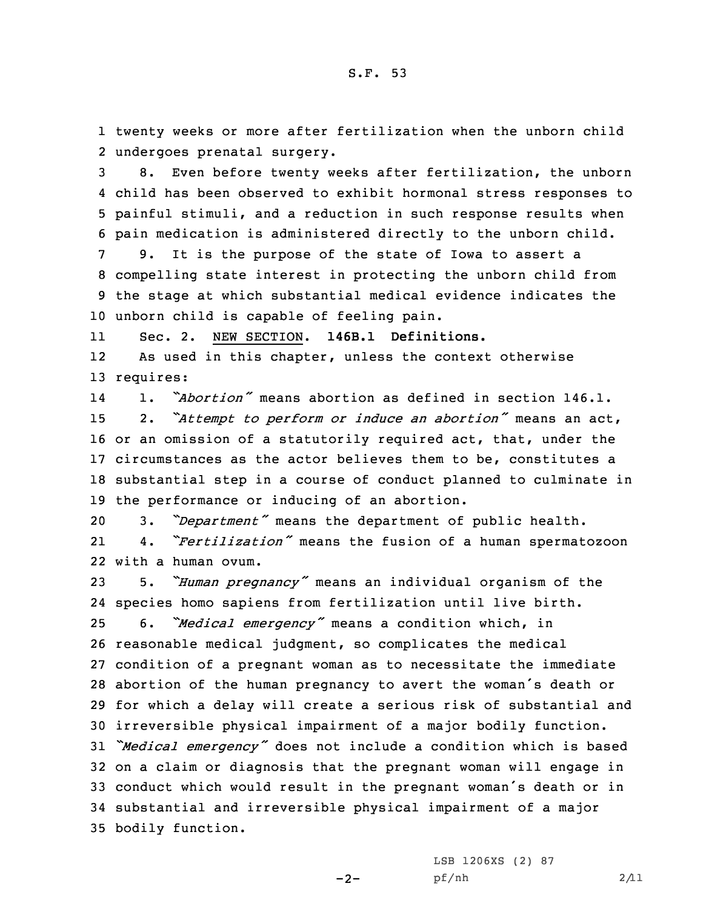twenty weeks or more after fertilization when the unborn child undergoes prenatal surgery.

8. Even before twenty weeks after fertilization, the unborn child has been observed to exhibit hormonal stress responses to painful stimuli, and a reduction in such response results when pain medication is administered directly to the unborn child.

9. It is the purpose of the state of Iowa to assert a compelling state interest in protecting the unborn child from the stage at which substantial medical evidence indicates the unborn child is capable of feeling pain.

Sec. 2. NEW SECTION. **146B.1 Definitions.**

As used in this chapter, unless the context otherwise requires:

1. *"Abortion"* means abortion as defined in section 146.1.

2. *"Attempt to perform or induce an abortion"* means an act, or an omission of a statutorily required act, that, under the circumstances as the actor believes them to be, constitutes a substantial step in a course of conduct planned to culminate in the performance or inducing of an abortion.

3. *"Department"* means the department of public health.

4. *"Fertilization"* means the fusion of a human spermatozoon with a human ovum.

5. *"Human pregnancy"* means an individual organism of the species homo sapiens from fertilization until live birth.

6. *"Medical emergency"* means a condition which, in reasonable medical judgment, so complicates the medical condition of a pregnant woman as to necessitate the immediate abortion of the human pregnancy to avert the woman's death or for which a delay will create a serious risk of substantial and irreversible physical impairment of a major bodily function. *"Medical emergency"* does not include a condition which is based on a claim or diagnosis that the pregnant woman will engage in conduct which would result in the pregnant woman's death or in substantial and irreversible physical impairment of a major bodily function.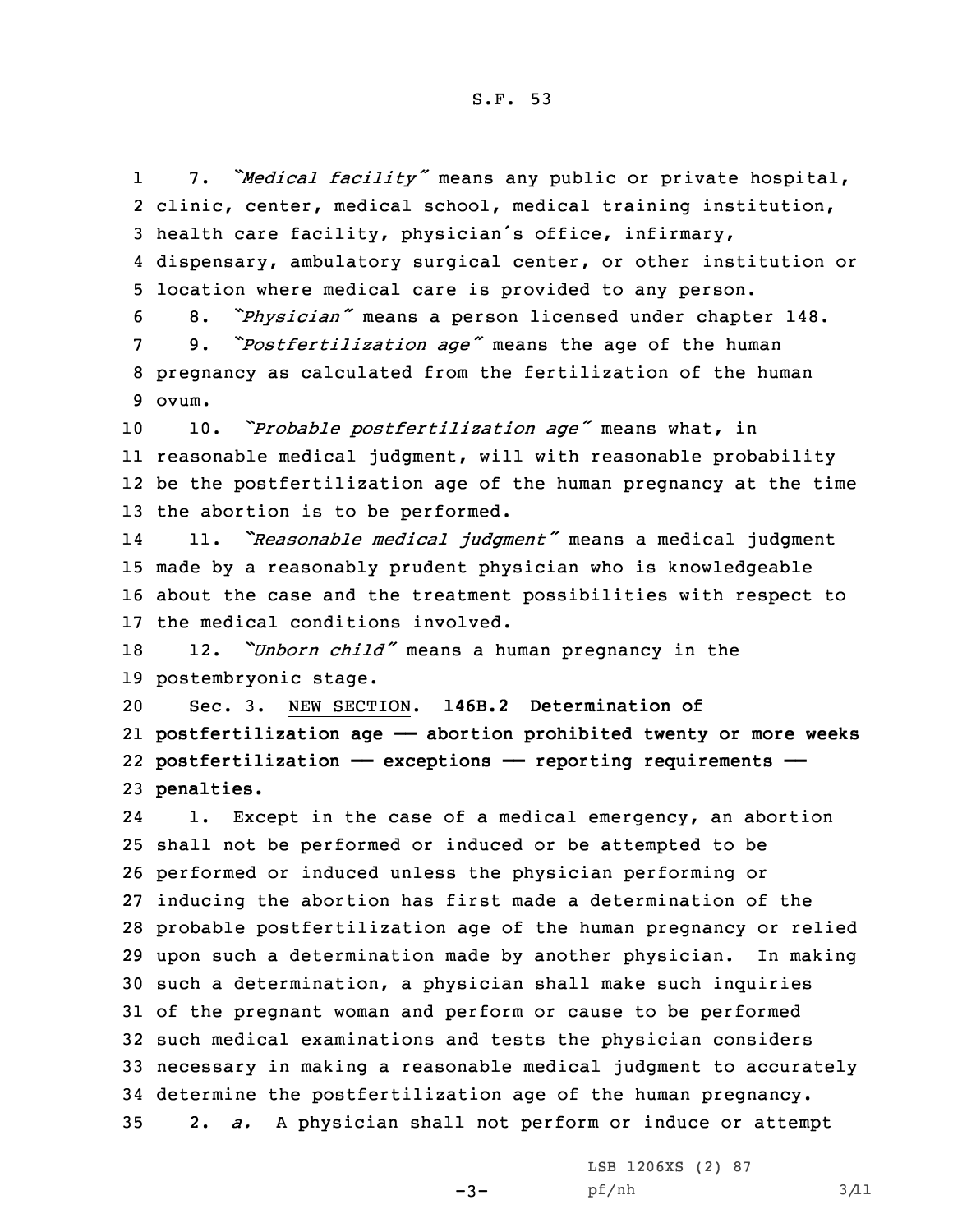7. *"Medical facility"* means any public or private hospital, clinic, center, medical school, medical training institution, health care facility, physician's office, infirmary, dispensary, ambulatory surgical center, or other institution or location where medical care is provided to any person.

8. *"Physician"* means a person licensed under chapter 148.

9. *"Postfertilization age"* means the age of the human pregnancy as calculated from the fertilization of the human ovum.

10. *"Probable postfertilization age"* means what, in reasonable medical judgment, will with reasonable probability be the postfertilization age of the human pregnancy at the time the abortion is to be performed.

11. *"Reasonable medical judgment"* means a medical judgment made by a reasonably prudent physician who is knowledgeable about the case and the treatment possibilities with respect to the medical conditions involved.

12. *"Unborn child"* means a human pregnancy in the postembryonic stage.

Sec. 3. NEW SECTION. **146B.2 Determination of postfertilization age — abortion prohibited twenty or more weeks postfertilization — exceptions — reporting requirements — penalties.**

1. Except in the case of a medical emergency, an abortion shall not be performed or induced or be attempted to be performed or induced unless the physician performing or inducing the abortion has first made a determination of the probable postfertilization age of the human pregnancy or relied upon such a determination made by another physician. In making such a determination, a physician shall make such inquiries of the pregnant woman and perform or cause to be performed such medical examinations and tests the physician considers necessary in making a reasonable medical judgment to accurately determine the postfertilization age of the human pregnancy.

2. *a.* A physician shall not perform or induce or attempt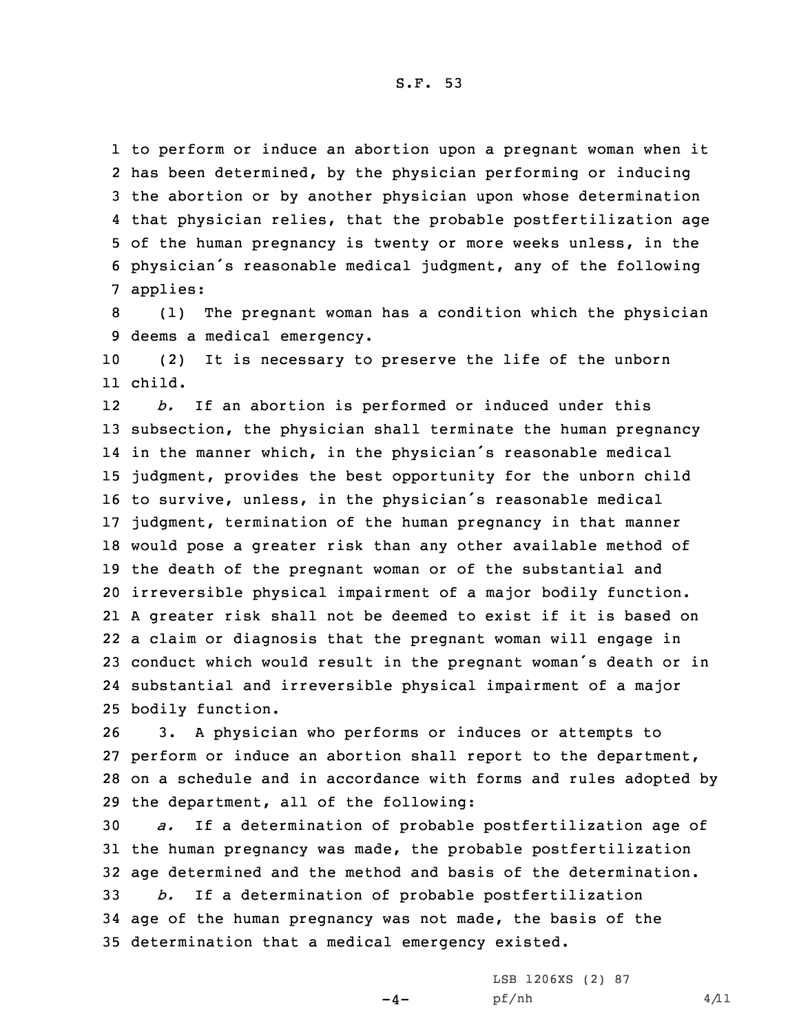to perform or induce an abortion upon a pregnant woman when it has been determined, by the physician performing or inducing the abortion or by another physician upon whose determination that physician relies, that the probable postfertilization age of the human pregnancy is twenty or more weeks unless, in the physician's reasonable medical judgment, any of the following applies:

(1) The pregnant woman has a condition which the physician deems a medical emergency.

(2) It is necessary to preserve the life of the unborn child.

*b.* If an abortion is performed or induced under this subsection, the physician shall terminate the human pregnancy in the manner which, in the physician's reasonable medical judgment, provides the best opportunity for the unborn child to survive, unless, in the physician's reasonable medical judgment, termination of the human pregnancy in that manner would pose a greater risk than any other available method of the death of the pregnant woman or of the substantial and irreversible physical impairment of a major bodily function. A greater risk shall not be deemed to exist if it is based on a claim or diagnosis that the pregnant woman will engage in conduct which would result in the pregnant woman's death or in substantial and irreversible physical impairment of a major bodily function.

3. A physician who performs or induces or attempts to perform or induce an abortion shall report to the department, on a schedule and in accordance with forms and rules adopted by the department, all of the following:

*a.* If a determination of probable postfertilization age of the human pregnancy was made, the probable postfertilization age determined and the method and basis of the determination.

*b.* If a determination of probable postfertilization age of the human pregnancy was not made, the basis of the determination that a medical emergency existed.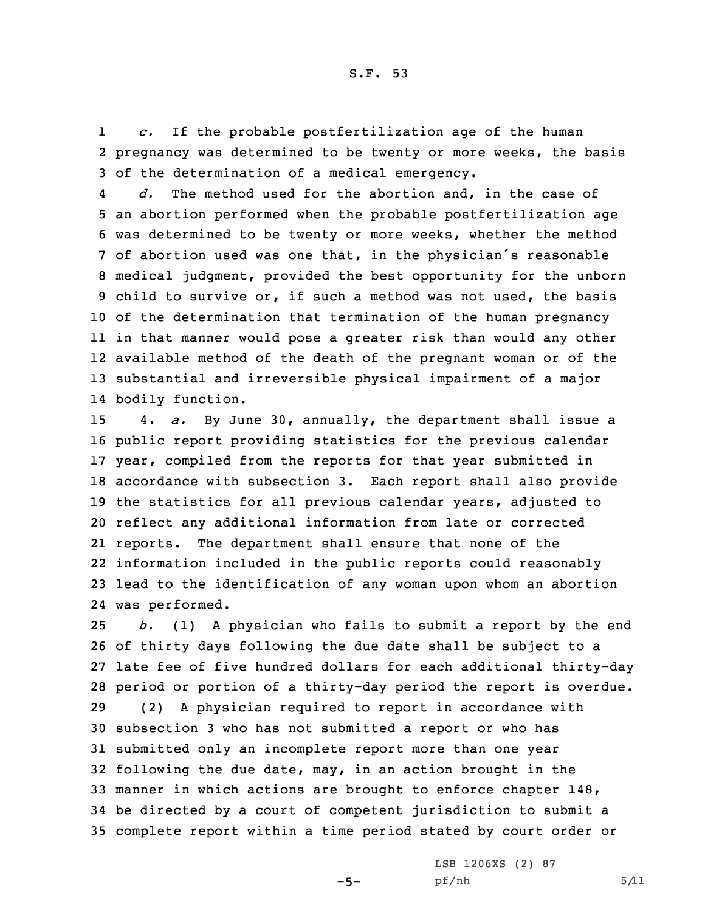*c.* If the probable postfertilization age of the human pregnancy was determined to be twenty or more weeks, the basis of the determination of a medical emergency.

*d.* The method used for the abortion and, in the case of an abortion performed when the probable postfertilization age was determined to be twenty or more weeks, whether the method of abortion used was one that, in the physician's reasonable medical judgment, provided the best opportunity for the unborn child to survive or, if such a method was not used, the basis of the determination that termination of the human pregnancy in that manner would pose a greater risk than would any other available method of the death of the pregnant woman or of the substantial and irreversible physical impairment of a major bodily function.

4. *a.* By June 30, annually, the department shall issue a public report providing statistics for the previous calendar year, compiled from the reports for that year submitted in accordance with subsection 3. Each report shall also provide the statistics for all previous calendar years, adjusted to reflect any additional information from late or corrected reports. The department shall ensure that none of the information included in the public reports could reasonably lead to the identification of any woman upon whom an abortion was performed.

*b.* (1) A physician who fails to submit a report by the end of thirty days following the due date shall be subject to a late fee of five hundred dollars for each additional thirty-day period or portion of a thirty-day period the report is overdue.

(2) A physician required to report in accordance with subsection 3 who has not submitted a report or who has submitted only an incomplete report more than one year following the due date, may, in an action brought in the manner in which actions are brought to enforce chapter 148, be directed by a court of competent jurisdiction to submit a complete report within a time period stated by court order or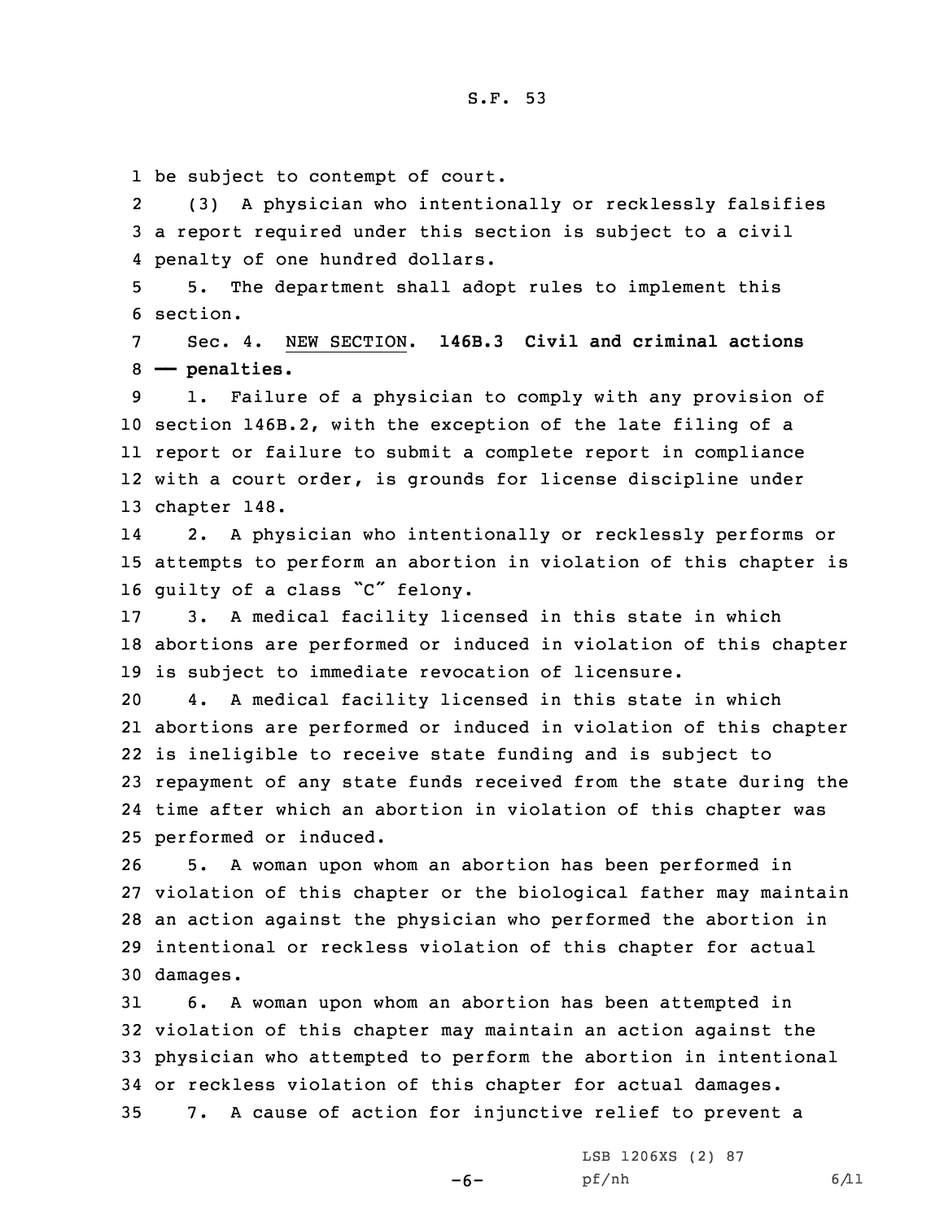be subject to contempt of court.

(3) A physician who intentionally or recklessly falsifies a report required under this section is subject to a civil penalty of one hundred dollars.

5. The department shall adopt rules to implement this section.

Sec. 4. NEW SECTION. **146B.3 Civil and criminal actions — penalties.**

1. Failure of a physician to comply with any provision of section 146B.2, with the exception of the late filing of a report or failure to submit a complete report in compliance with a court order, is grounds for license discipline under chapter 148.

2. A physician who intentionally or recklessly performs or attempts to perform an abortion in violation of this chapter is guilty of a class "C" felony.

3. A medical facility licensed in this state in which abortions are performed or induced in violation of this chapter is subject to immediate revocation of licensure.

4. A medical facility licensed in this state in which abortions are performed or induced in violation of this chapter is ineligible to receive state funding and is subject to repayment of any state funds received from the state during the time after which an abortion in violation of this chapter was performed or induced.

5. A woman upon whom an abortion has been performed in violation of this chapter or the biological father may maintain an action against the physician who performed the abortion in intentional or reckless violation of this chapter for actual damages.

6. A woman upon whom an abortion has been attempted in violation of this chapter may maintain an action against the physician who attempted to perform the abortion in intentional or reckless violation of this chapter for actual damages.

7. A cause of action for injunctive relief to prevent a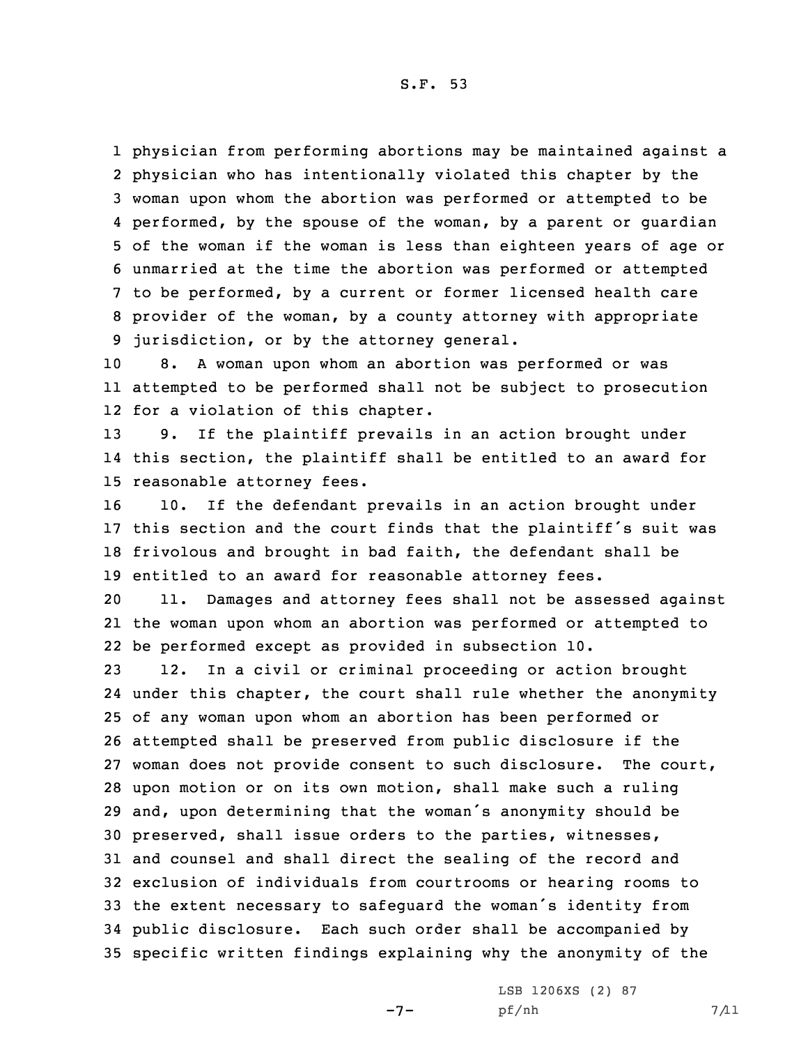physician from performing abortions may be maintained against a physician who has intentionally violated this chapter by the woman upon whom the abortion was performed or attempted to be performed, by the spouse of the woman, by a parent or guardian of the woman if the woman is less than eighteen years of age or unmarried at the time the abortion was performed or attempted to be performed, by a current or former licensed health care provider of the woman, by a county attorney with appropriate jurisdiction, or by the attorney general.

8. A woman upon whom an abortion was performed or was attempted to be performed shall not be subject to prosecution for a violation of this chapter.

9. If the plaintiff prevails in an action brought under this section, the plaintiff shall be entitled to an award for reasonable attorney fees.

10. If the defendant prevails in an action brought under this section and the court finds that the plaintiff's suit was frivolous and brought in bad faith, the defendant shall be entitled to an award for reasonable attorney fees.

11. Damages and attorney fees shall not be assessed against the woman upon whom an abortion was performed or attempted to be performed except as provided in subsection 10.

12. In a civil or criminal proceeding or action brought under this chapter, the court shall rule whether the anonymity of any woman upon whom an abortion has been performed or attempted shall be preserved from public disclosure if the woman does not provide consent to such disclosure. The court, upon motion or on its own motion, shall make such a ruling and, upon determining that the woman's anonymity should be preserved, shall issue orders to the parties, witnesses, and counsel and shall direct the sealing of the record and exclusion of individuals from courtrooms or hearing rooms to the extent necessary to safeguard the woman's identity from public disclosure. Each such order shall be accompanied by specific written findings explaining why the anonymity of the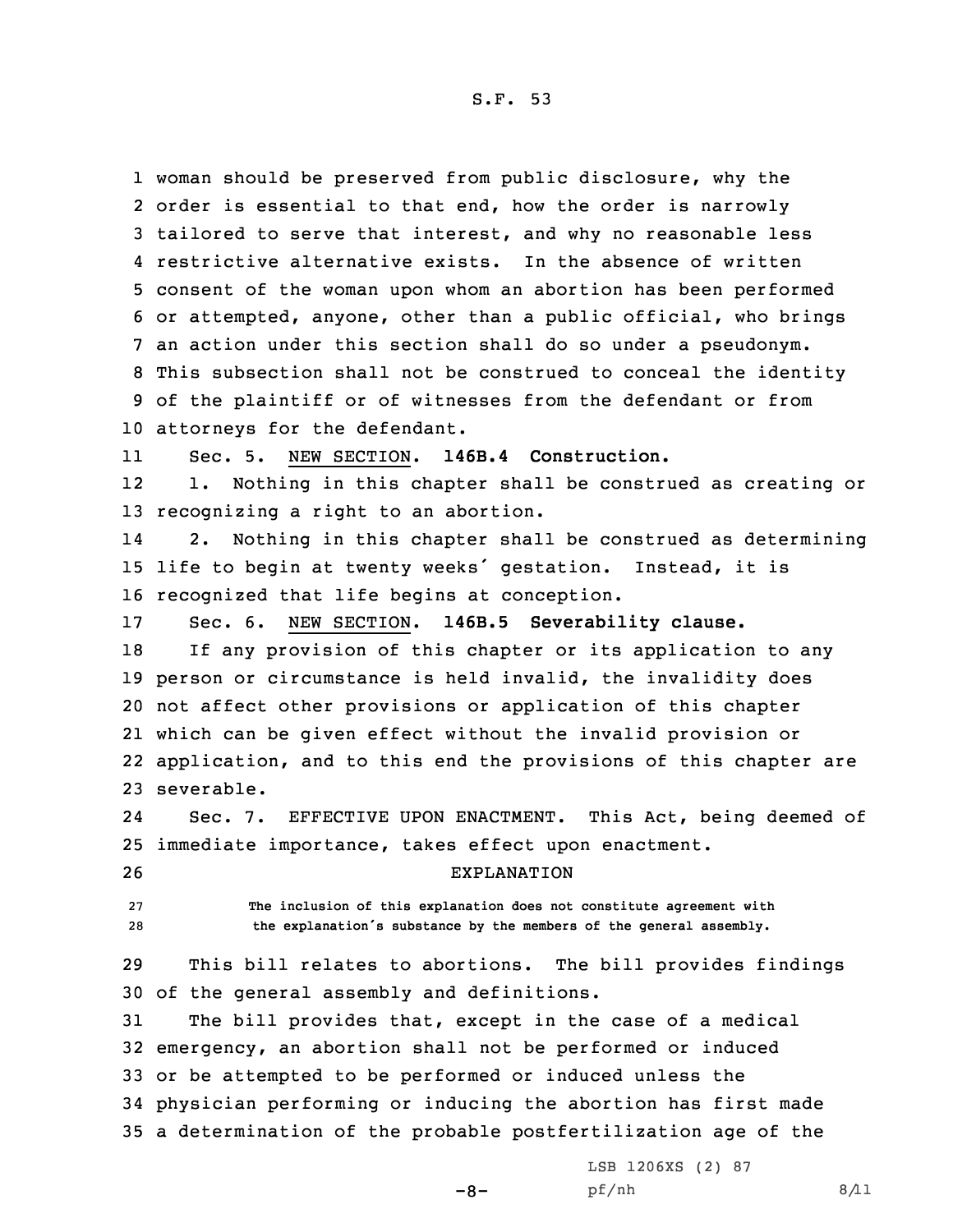woman should be preserved from public disclosure, why the order is essential to that end, how the order is narrowly tailored to serve that interest, and why no reasonable less restrictive alternative exists. In the absence of written consent of the woman upon whom an abortion has been performed or attempted, anyone, other than a public official, who brings an action under this section shall do so under a pseudonym. This subsection shall not be construed to conceal the identity of the plaintiff or of witnesses from the defendant or from attorneys for the defendant.

Sec. 5. NEW SECTION. **146B.4 Construction.**

1. Nothing in this chapter shall be construed as creating or recognizing a right to an abortion.

2. Nothing in this chapter shall be construed as determining life to begin at twenty weeks' gestation. Instead, it is recognized that life begins at conception.

Sec. 6. NEW SECTION. **146B.5 Severability clause.**

If any provision of this chapter or its application to any person or circumstance is held invalid, the invalidity does not affect other provisions or application of this chapter which can be given effect without the invalid provision or application, and to this end the provisions of this chapter are severable.

Sec. 7. EFFECTIVE UPON ENACTMENT. This Act, being deemed of immediate importance, takes effect upon enactment.

EXPLANATION

The inclusion of this explanation does not constitute agreement with the explanation's substance by the members of the general assembly.

This bill relates to abortions. The bill provides findings of the general assembly and definitions.

The bill provides that, except in the case of a medical emergency, an abortion shall not be performed or induced or be attempted to be performed or induced unless the physician performing or inducing the abortion has first made a determination of the probable postfertilization age of the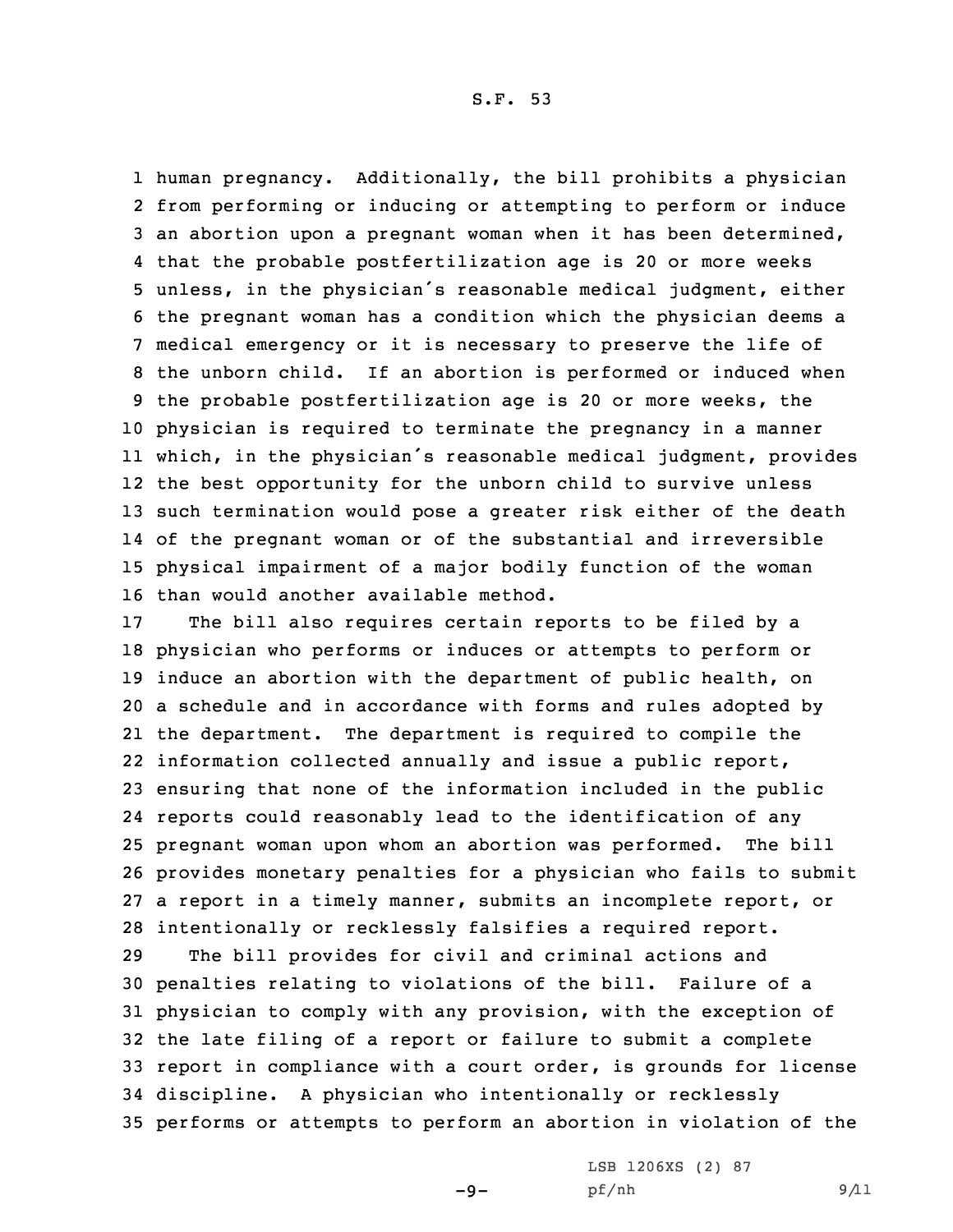human pregnancy. Additionally, the bill prohibits a physician from performing or inducing or attempting to perform or induce an abortion upon a pregnant woman when it has been determined, that the probable postfertilization age is 20 or more weeks unless, in the physician's reasonable medical judgment, either the pregnant woman has a condition which the physician deems a medical emergency or it is necessary to preserve the life of the unborn child. If an abortion is performed or induced when the probable postfertilization age is 20 or more weeks, the physician is required to terminate the pregnancy in a manner which, in the physician's reasonable medical judgment, provides the best opportunity for the unborn child to survive unless such termination would pose a greater risk either of the death of the pregnant woman or of the substantial and irreversible physical impairment of a major bodily function of the woman than would another available method.

The bill also requires certain reports to be filed by a physician who performs or induces or attempts to perform or induce an abortion with the department of public health, on a schedule and in accordance with forms and rules adopted by the department. The department is required to compile the information collected annually and issue a public report, ensuring that none of the information included in the public reports could reasonably lead to the identification of any pregnant woman upon whom an abortion was performed. The bill provides monetary penalties for a physician who fails to submit a report in a timely manner, submits an incomplete report, or intentionally or recklessly falsifies a required report.

The bill provides for civil and criminal actions and penalties relating to violations of the bill. Failure of a physician to comply with any provision, with the exception of the late filing of a report or failure to submit a complete report in compliance with a court order, is grounds for license discipline. A physician who intentionally or recklessly performs or attempts to perform an abortion in violation of the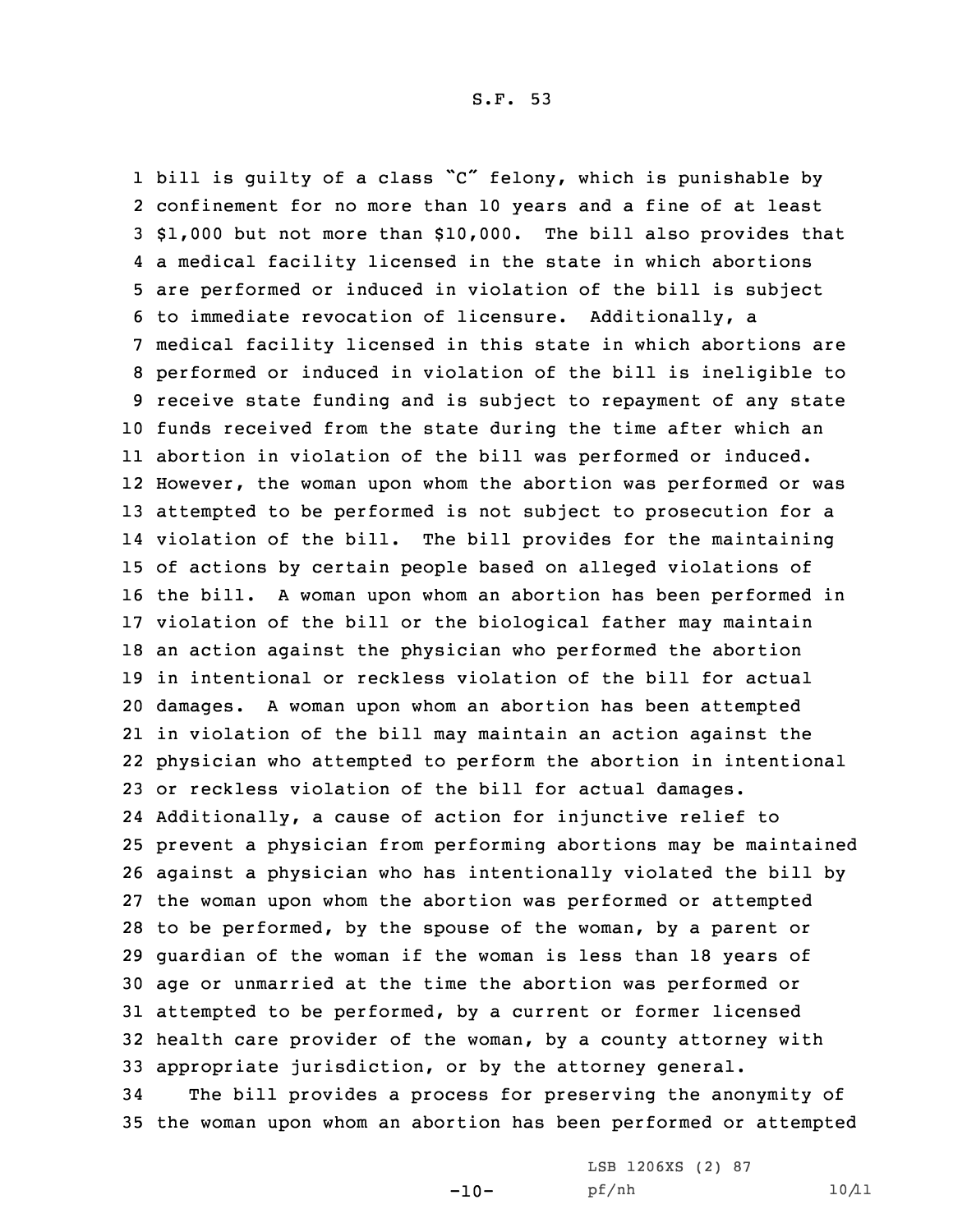bill is guilty of a class "C" felony, which is punishable by confinement for no more than 10 years and a fine of at least $1,000 but not more than $10,000. The bill also provides that a medical facility licensed in the state in which abortions are performed or induced in violation of the bill is subject to immediate revocation of licensure. Additionally, a medical facility licensed in this state in which abortions are performed or induced in violation of the bill is ineligible to receive state funding and is subject to repayment of any state funds received from the state during the time after which an abortion in violation of the bill was performed or induced. However, the woman upon whom the abortion was performed or was attempted to be performed is not subject to prosecution for a violation of the bill. The bill provides for the maintaining of actions by certain people based on alleged violations of the bill. A woman upon whom an abortion has been performed in violation of the bill or the biological father may maintain an action against the physician who performed the abortion in intentional or reckless violation of the bill for actual damages. A woman upon whom an abortion has been attempted in violation of the bill may maintain an action against the physician who attempted to perform the abortion in intentional or reckless violation of the bill for actual damages. Additionally, a cause of action for injunctive relief to prevent a physician from performing abortions may be maintained against a physician who has intentionally violated the bill by the woman upon whom the abortion was performed or attempted to be performed, by the spouse of the woman, by a parent or guardian of the woman if the woman is less than 18 years of age or unmarried at the time the abortion was performed or attempted to be performed, by a current or former licensed health care provider of the woman, by a county attorney with appropriate jurisdiction, or by the attorney general.

The bill provides a process for preserving the anonymity of the woman upon whom an abortion has been performed or attempted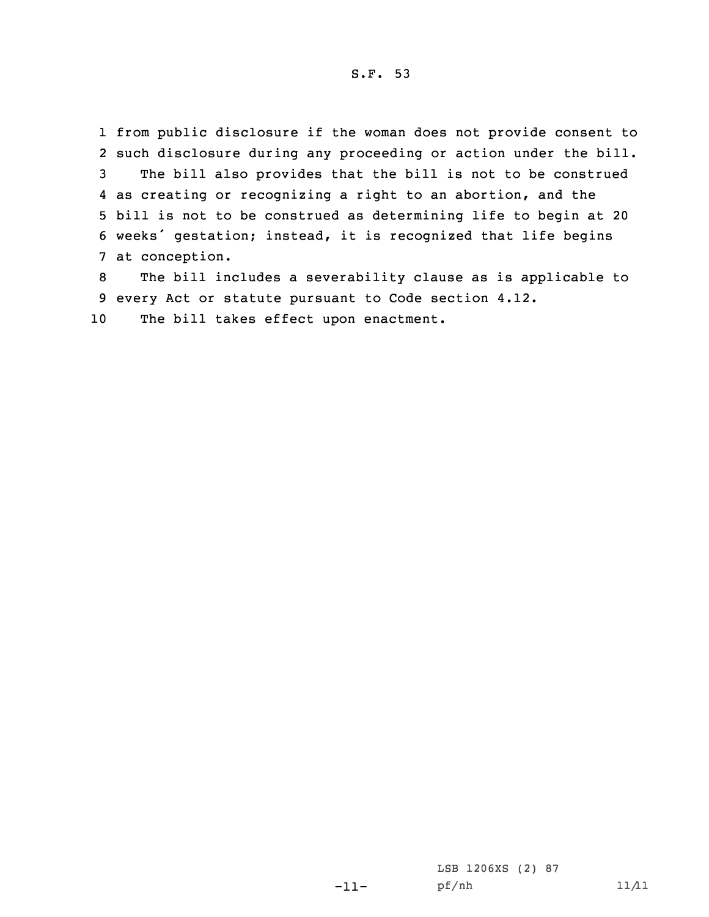from public disclosure if the woman does not provide consent to such disclosure during any proceeding or action under the bill.

The bill also provides that the bill is not to be construed as creating or recognizing a right to an abortion, and the bill is not to be construed as determining life to begin at 20 weeks' gestation; instead, it is recognized that life begins at conception.

The bill includes a severability clause as is applicable to every Act or statute pursuant to Code section 4.12.

The bill takes effect upon enactment.

LSB 1206XS (2) 87
pf/nh